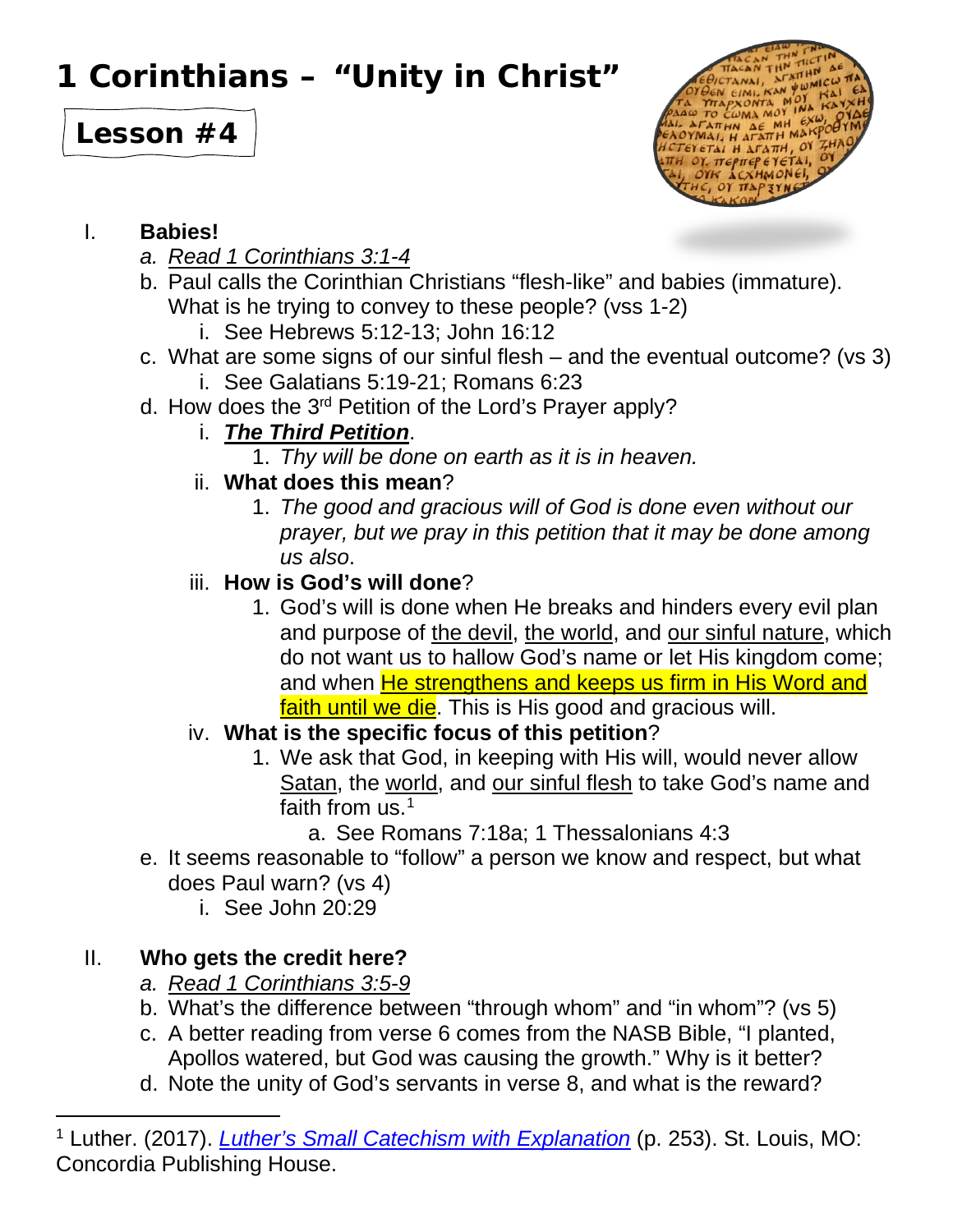# 1 Corinthians – "Unity in Christ"

## Lesson #4

I. **Babies!**
   a. *Read 1 Corinthians 3:1-4*
   b. Paul calls the Corinthian Christians "flesh-like" and babies (immature). What is he trying to convey to these people? (vss 1-2)
      i. See Hebrews 5:12-13; John 16:12
   c. What are some signs of our sinful flesh – and the eventual outcome? (vs 3)
      i. See Galatians 5:19-21; Romans 6:23
   d. How does the 3rd Petition of the Lord's Prayer apply?
      i. ***The Third Petition***.
         1. *Thy will be done on earth as it is in heaven.*
      ii. **What does this mean**?
         1. *The good and gracious will of God is done even without our prayer, but we pray in this petition that it may be done among us also*.
      iii. **How is God's will done**?
         1. God's will is done when He breaks and hinders every evil plan and purpose of the devil, the world, and our sinful nature, which do not want us to hallow God's name or let His kingdom come; and when He strengthens and keeps us firm in His Word and faith until we die. This is His good and gracious will.
      iv. **What is the specific focus of this petition**?
         1. We ask that God, in keeping with His will, would never allow Satan, the world, and our sinful flesh to take God's name and faith from us.[1]
            a. See Romans 7:18a; 1 Thessalonians 4:3
   e. It seems reasonable to "follow" a person we know and respect, but what does Paul warn? (vs 4)
      i. See John 20:29

II. **Who gets the credit here?**
   a. *Read 1 Corinthians 3:5-9*
   b. What's the difference between "through whom" and "in whom"? (vs 5)
   c. A better reading from verse 6 comes from the NASB Bible, "I planted, Apollos watered, but God was causing the growth." Why is it better?
   d. Note the unity of God's servants in verse 8, and what is the reward?

---

[1] Luther. (2017). *Luther's Small Catechism with Explanation* (p. 253). St. Louis, MO: Concordia Publishing House.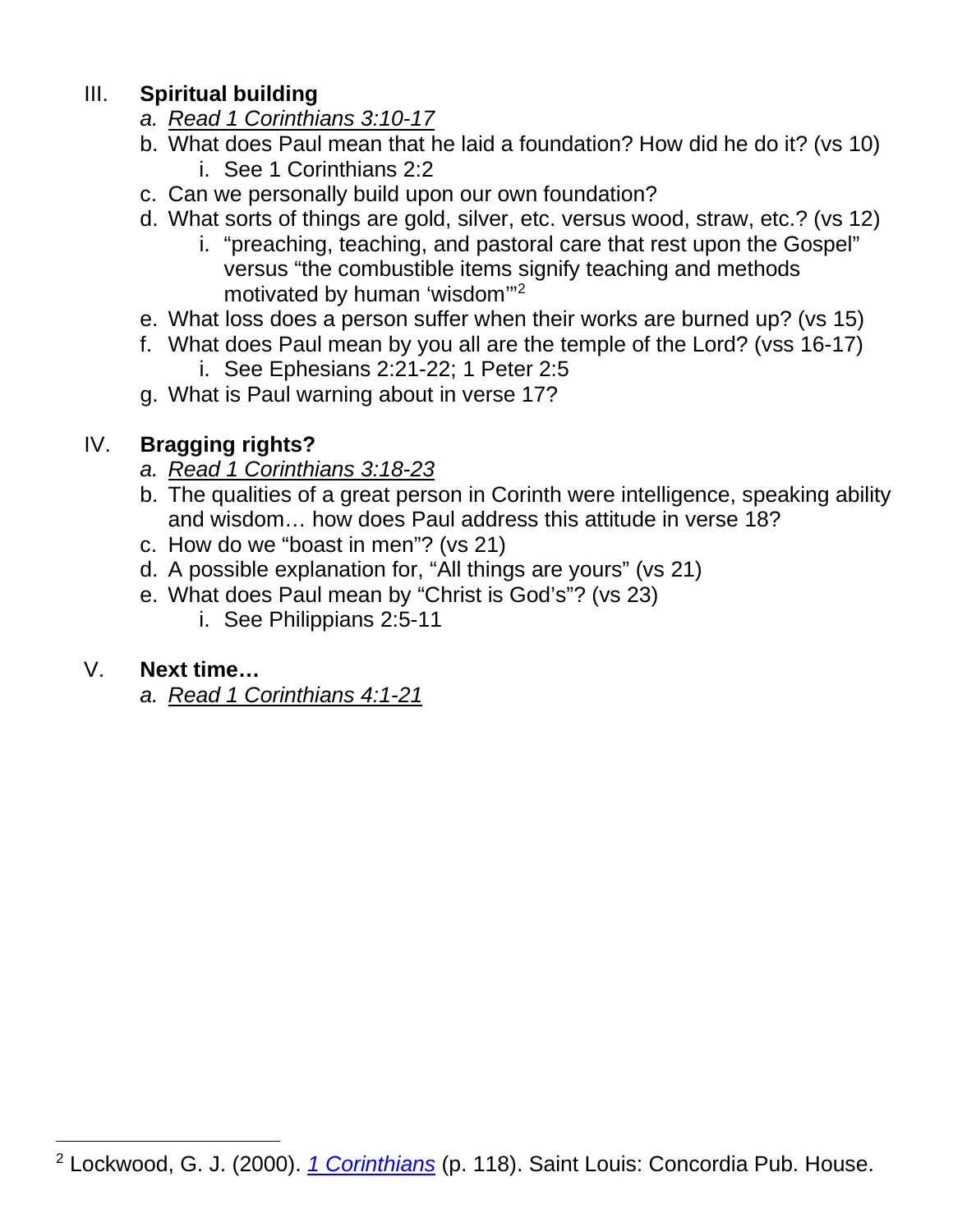III. **Spiritual building**

  a. *Read 1 Corinthians 3:10-17*

  b. What does Paul mean that he laid a foundation? How did he do it? (vs 10)

    i. See 1 Corinthians 2:2

  c. Can we personally build upon our own foundation?

  d. What sorts of things are gold, silver, etc. versus wood, straw, etc.? (vs 12)

    i. "preaching, teaching, and pastoral care that rest upon the Gospel" versus "the combustible items signify teaching and methods motivated by human 'wisdom'"[2]

  e. What loss does a person suffer when their works are burned up? (vs 15)

  f. What does Paul mean by you all are the temple of the Lord? (vss 16-17)

    i. See Ephesians 2:21-22; 1 Peter 2:5

  g. What is Paul warning about in verse 17?

IV. **Bragging rights?**

  a. *Read 1 Corinthians 3:18-23*

  b. The qualities of a great person in Corinth were intelligence, speaking ability and wisdom… how does Paul address this attitude in verse 18?

  c. How do we "boast in men"? (vs 21)

  d. A possible explanation for, "All things are yours" (vs 21)

  e. What does Paul mean by "Christ is God's"? (vs 23)

    i. See Philippians 2:5-11

V. **Next time…**

  a. *Read 1 Corinthians 4:1-21*

---

[2] Lockwood, G. J. (2000). *1 Corinthians* (p. 118). Saint Louis: Concordia Pub. House.